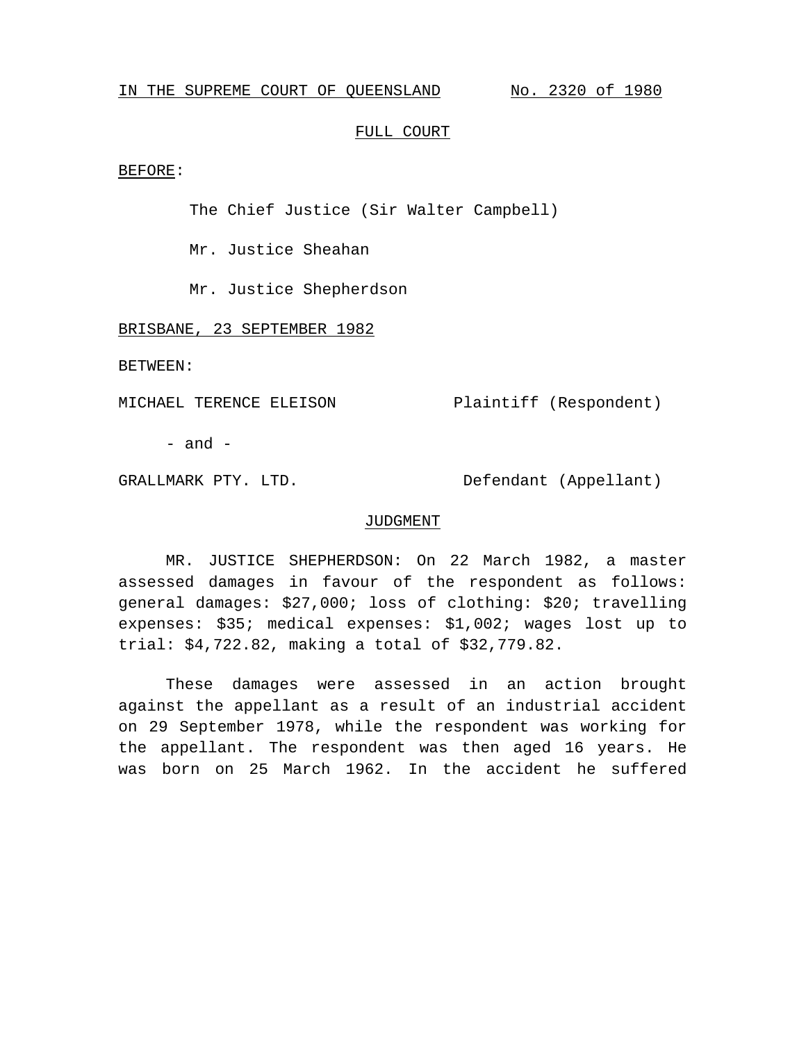IN THE SUPREME COURT OF QUEENSLAND No. 2320 of 1980

FULL COURT

BEFORE:

The Chief Justice (Sir Walter Campbell)

Mr. Justice Sheahan

Mr. Justice Shepherdson

BRISBANE, 23 SEPTEMBER 1982

BETWEEN:

MICHAEL TERENCE ELEISON Plaintiff (Respondent)

- and -

GRALLMARK PTY. LTD. Defendant (Appellant)

JUDGMENT

MR. JUSTICE SHEPHERDSON: On 22 March 1982, a master assessed damages in favour of the respondent as follows: general damages: $27,000; loss of clothing: $20; travelling expenses: $35; medical expenses: $1,002; wages lost up to trial: $4,722.82, making a total of $32,779.82.

These damages were assessed in an action brought against the appellant as a result of an industrial accident on 29 September 1978, while the respondent was working for the appellant. The respondent was then aged 16 years. He was born on 25 March 1962. In the accident he suffered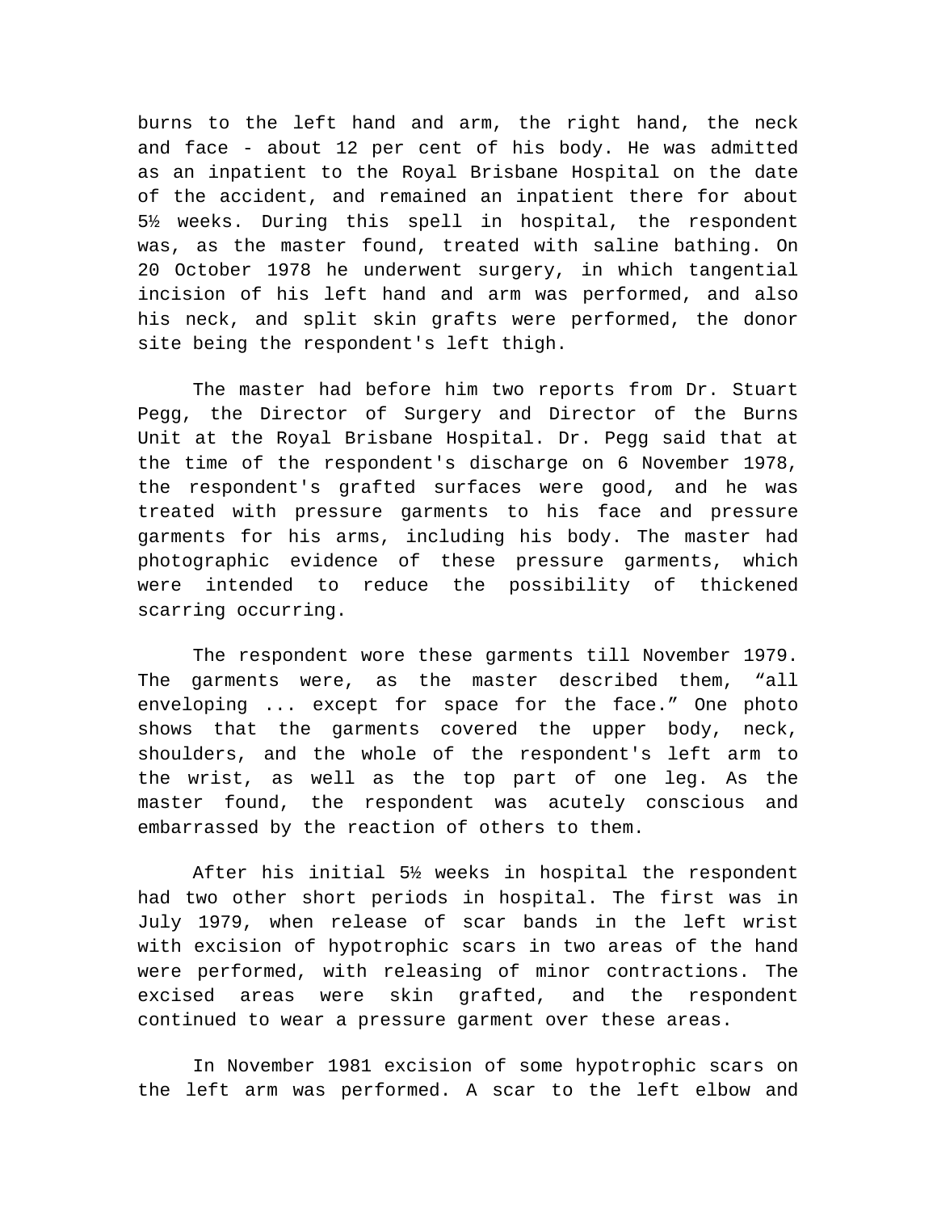burns to the left hand and arm, the right hand, the neck and face - about 12 per cent of his body. He was admitted as an inpatient to the Royal Brisbane Hospital on the date of the accident, and remained an inpatient there for about 5½ weeks. During this spell in hospital, the respondent was, as the master found, treated with saline bathing. On 20 October 1978 he underwent surgery, in which tangential incision of his left hand and arm was performed, and also his neck, and split skin grafts were performed, the donor site being the respondent's left thigh.

The master had before him two reports from Dr. Stuart Pegg, the Director of Surgery and Director of the Burns Unit at the Royal Brisbane Hospital. Dr. Pegg said that at the time of the respondent's discharge on 6 November 1978, the respondent's grafted surfaces were good, and he was treated with pressure garments to his face and pressure garments for his arms, including his body. The master had photographic evidence of these pressure garments, which were intended to reduce the possibility of thickened scarring occurring.

The respondent wore these garments till November 1979. The garments were, as the master described them, "all enveloping ... except for space for the face." One photo shows that the garments covered the upper body, neck, shoulders, and the whole of the respondent's left arm to the wrist, as well as the top part of one leg. As the master found, the respondent was acutely conscious and embarrassed by the reaction of others to them.

After his initial 5½ weeks in hospital the respondent had two other short periods in hospital. The first was in July 1979, when release of scar bands in the left wrist with excision of hypotrophic scars in two areas of the hand were performed, with releasing of minor contractions. The excised areas were skin grafted, and the respondent continued to wear a pressure garment over these areas.

In November 1981 excision of some hypotrophic scars on the left arm was performed. A scar to the left elbow and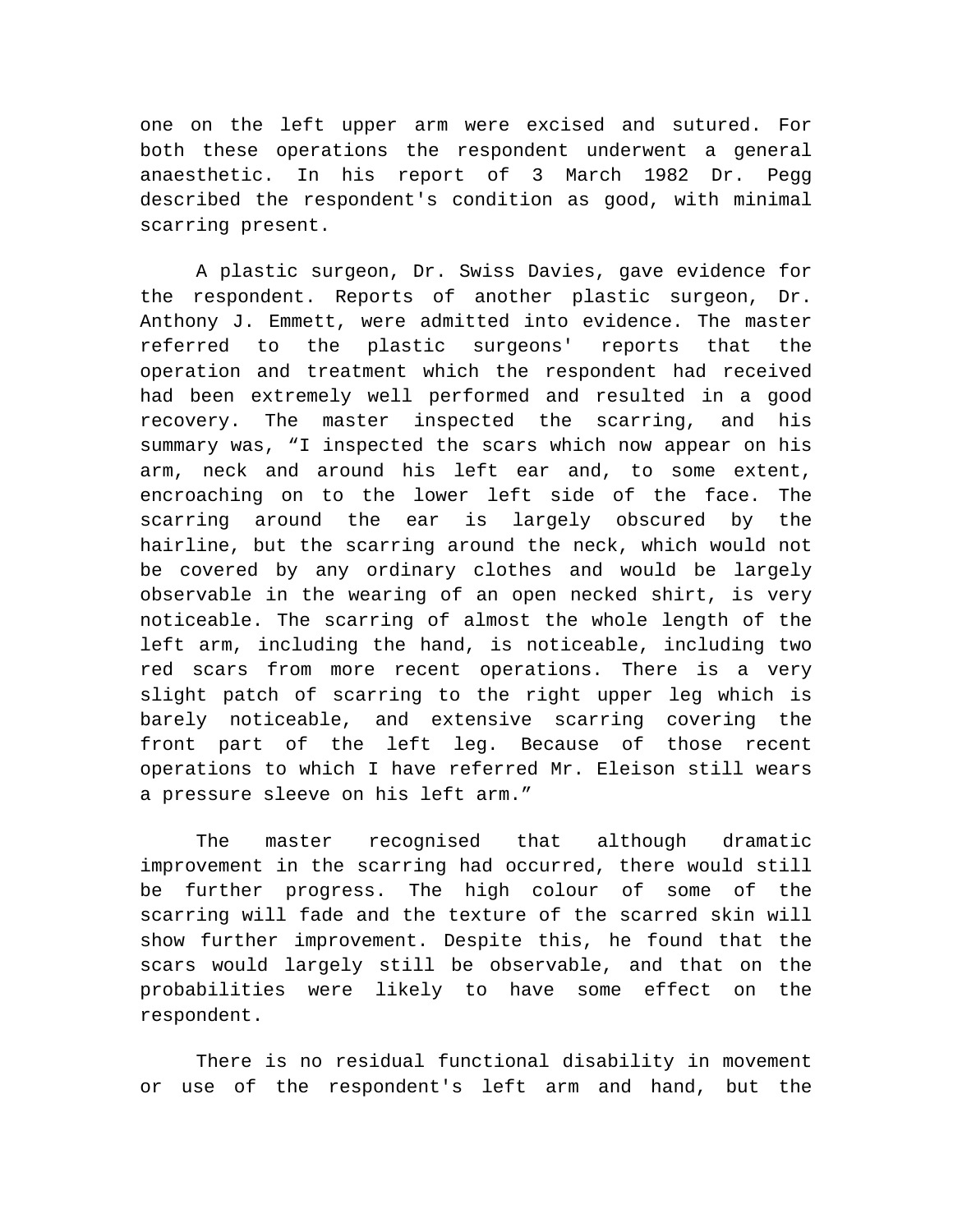one on the left upper arm were excised and sutured. For both these operations the respondent underwent a general anaesthetic. In his report of 3 March 1982 Dr. Pegg described the respondent's condition as good, with minimal scarring present.

A plastic surgeon, Dr. Swiss Davies, gave evidence for the respondent. Reports of another plastic surgeon, Dr. Anthony J. Emmett, were admitted into evidence. The master referred to the plastic surgeons' reports that the operation and treatment which the respondent had received had been extremely well performed and resulted in a good recovery. The master inspected the scarring, and his summary was, “I inspected the scars which now appear on his arm, neck and around his left ear and, to some extent, encroaching on to the lower left side of the face. The scarring around the ear is largely obscured by the hairline, but the scarring around the neck, which would not be covered by any ordinary clothes and would be largely observable in the wearing of an open necked shirt, is very noticeable. The scarring of almost the whole length of the left arm, including the hand, is noticeable, including two red scars from more recent operations. There is a very slight patch of scarring to the right upper leg which is barely noticeable, and extensive scarring covering the front part of the left leg. Because of those recent operations to which I have referred Mr. Eleison still wears a pressure sleeve on his left arm.”

The master recognised that although dramatic improvement in the scarring had occurred, there would still be further progress. The high colour of some of the scarring will fade and the texture of the scarred skin will show further improvement. Despite this, he found that the scars would largely still be observable, and that on the probabilities were likely to have some effect on the respondent.

There is no residual functional disability in movement or use of the respondent's left arm and hand, but the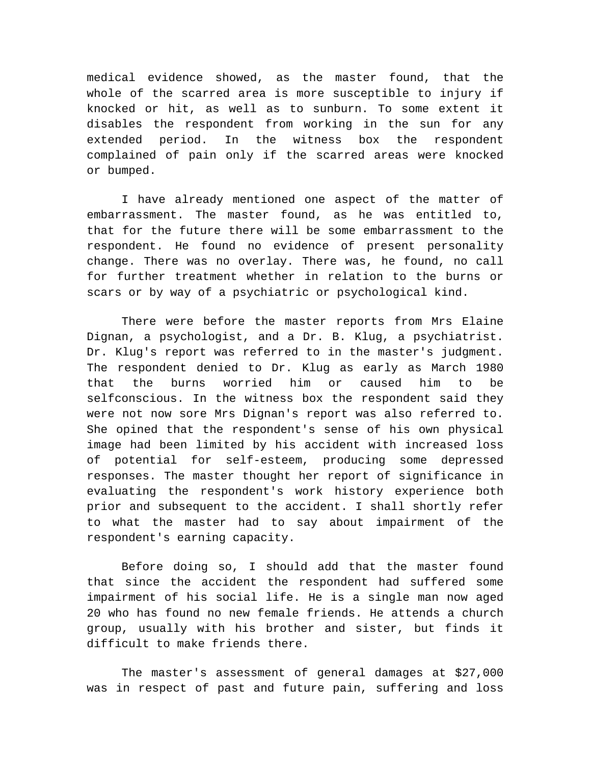medical evidence showed, as the master found, that the whole of the scarred area is more susceptible to injury if knocked or hit, as well as to sunburn. To some extent it disables the respondent from working in the sun for any extended period. In the witness box the respondent complained of pain only if the scarred areas were knocked or bumped.

I have already mentioned one aspect of the matter of embarrassment. The master found, as he was entitled to, that for the future there will be some embarrassment to the respondent. He found no evidence of present personality change. There was no overlay. There was, he found, no call for further treatment whether in relation to the burns or scars or by way of a psychiatric or psychological kind.

There were before the master reports from Mrs Elaine Dignan, a psychologist, and a Dr. B. Klug, a psychiatrist. Dr. Klug's report was referred to in the master's judgment. The respondent denied to Dr. Klug as early as March 1980 that the burns worried him or caused him to be selfconscious. In the witness box the respondent said they were not now sore Mrs Dignan's report was also referred to. She opined that the respondent's sense of his own physical image had been limited by his accident with increased loss of potential for self-esteem, producing some depressed responses. The master thought her report of significance in evaluating the respondent's work history experience both prior and subsequent to the accident. I shall shortly refer to what the master had to say about impairment of the respondent's earning capacity.

Before doing so, I should add that the master found that since the accident the respondent had suffered some impairment of his social life. He is a single man now aged 20 who has found no new female friends. He attends a church group, usually with his brother and sister, but finds it difficult to make friends there.

The master's assessment of general damages at $27,000 was in respect of past and future pain, suffering and loss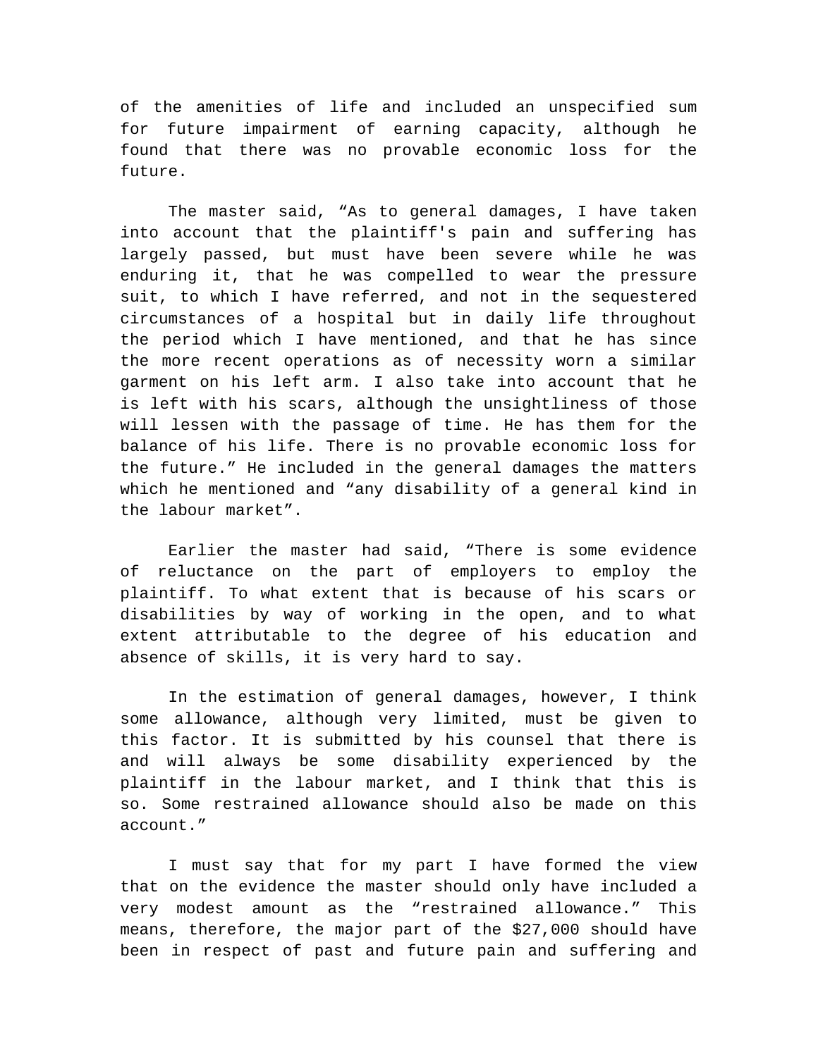of the amenities of life and included an unspecified sum for future impairment of earning capacity, although he found that there was no provable economic loss for the future.

The master said, “As to general damages, I have taken into account that the plaintiff's pain and suffering has largely passed, but must have been severe while he was enduring it, that he was compelled to wear the pressure suit, to which I have referred, and not in the sequestered circumstances of a hospital but in daily life throughout the period which I have mentioned, and that he has since the more recent operations as of necessity worn a similar garment on his left arm. I also take into account that he is left with his scars, although the unsightliness of those will lessen with the passage of time. He has them for the balance of his life. There is no provable economic loss for the future.” He included in the general damages the matters which he mentioned and “any disability of a general kind in the labour market”.

Earlier the master had said, “There is some evidence of reluctance on the part of employers to employ the plaintiff. To what extent that is because of his scars or disabilities by way of working in the open, and to what extent attributable to the degree of his education and absence of skills, it is very hard to say.

In the estimation of general damages, however, I think some allowance, although very limited, must be given to this factor. It is submitted by his counsel that there is and will always be some disability experienced by the plaintiff in the labour market, and I think that this is so. Some restrained allowance should also be made on this account.”

I must say that for my part I have formed the view that on the evidence the master should only have included a very modest amount as the “restrained allowance.” This means, therefore, the major part of the $27,000 should have been in respect of past and future pain and suffering and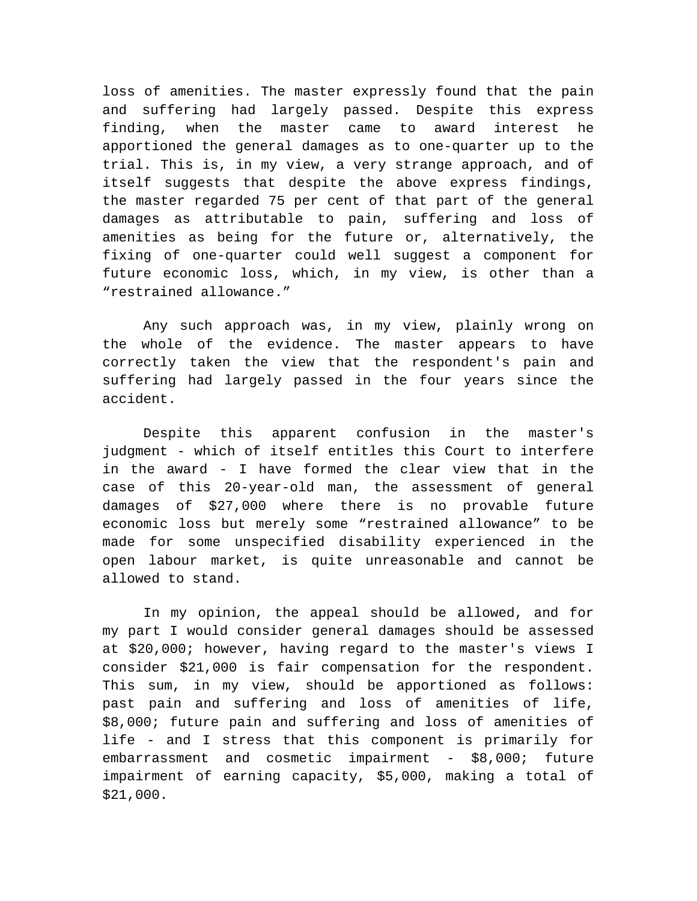loss of amenities. The master expressly found that the pain and suffering had largely passed. Despite this express finding, when the master came to award interest he apportioned the general damages as to one-quarter up to the trial. This is, in my view, a very strange approach, and of itself suggests that despite the above express findings, the master regarded 75 per cent of that part of the general damages as attributable to pain, suffering and loss of amenities as being for the future or, alternatively, the fixing of one-quarter could well suggest a component for future economic loss, which, in my view, is other than a “restrained allowance.”

Any such approach was, in my view, plainly wrong on the whole of the evidence. The master appears to have correctly taken the view that the respondent's pain and suffering had largely passed in the four years since the accident.

Despite this apparent confusion in the master's judgment - which of itself entitles this Court to interfere in the award - I have formed the clear view that in the case of this 20-year-old man, the assessment of general damages of $27,000 where there is no provable future economic loss but merely some “restrained allowance” to be made for some unspecified disability experienced in the open labour market, is quite unreasonable and cannot be allowed to stand.

In my opinion, the appeal should be allowed, and for my part I would consider general damages should be assessed at $20,000; however, having regard to the master's views I consider $21,000 is fair compensation for the respondent. This sum, in my view, should be apportioned as follows: past pain and suffering and loss of amenities of life, $8,000; future pain and suffering and loss of amenities of life - and I stress that this component is primarily for embarrassment and cosmetic impairment - $8,000; future impairment of earning capacity, $5,000, making a total of $21,000.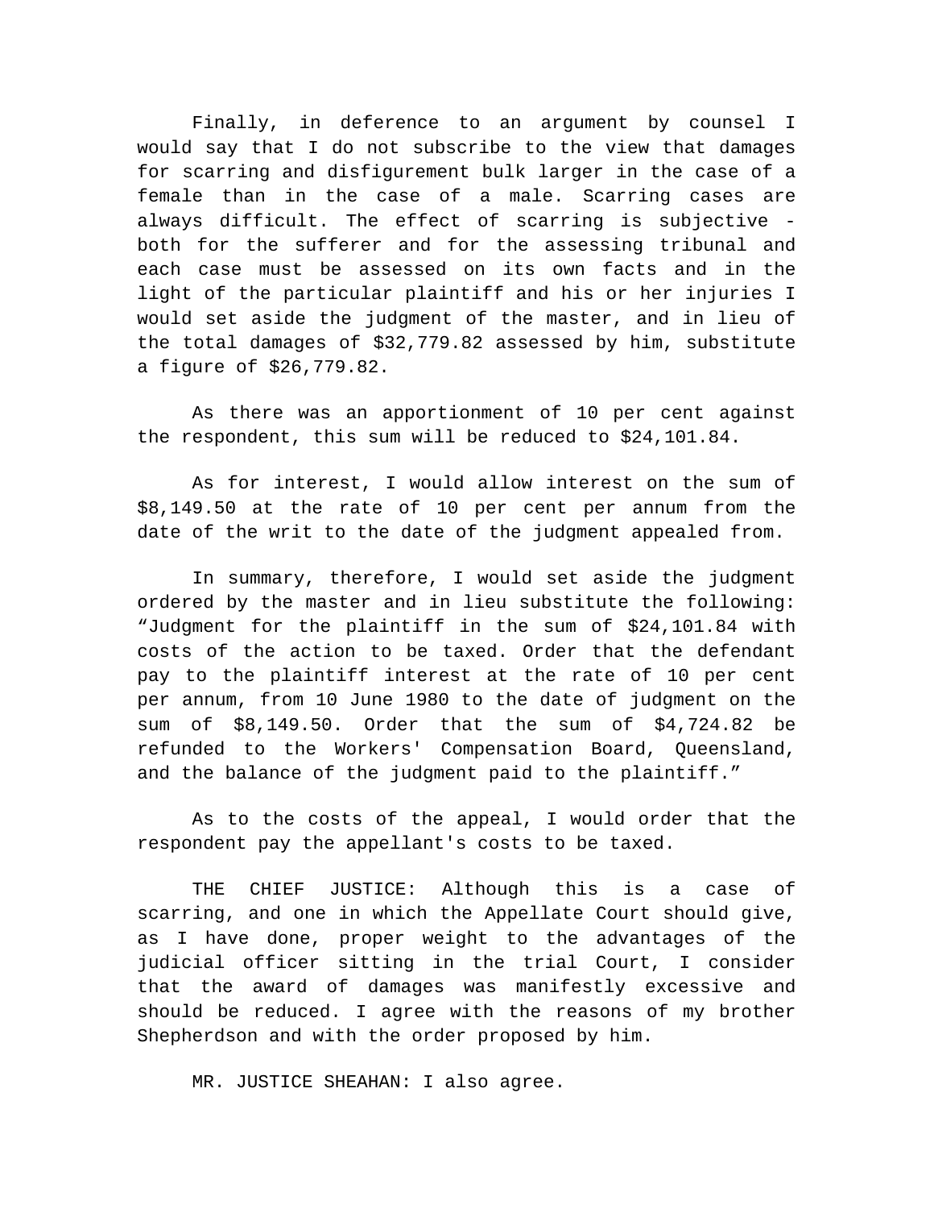Finally, in deference to an argument by counsel I would say that I do not subscribe to the view that damages for scarring and disfigurement bulk larger in the case of a female than in the case of a male. Scarring cases are always difficult. The effect of scarring is subjective - both for the sufferer and for the assessing tribunal and each case must be assessed on its own facts and in the light of the particular plaintiff and his or her injuries I would set aside the judgment of the master, and in lieu of the total damages of $32,779.82 assessed by him, substitute a figure of $26,779.82.

As there was an apportionment of 10 per cent against the respondent, this sum will be reduced to $24,101.84.

As for interest, I would allow interest on the sum of $8,149.50 at the rate of 10 per cent per annum from the date of the writ to the date of the judgment appealed from.

In summary, therefore, I would set aside the judgment ordered by the master and in lieu substitute the following: "Judgment for the plaintiff in the sum of $24,101.84 with costs of the action to be taxed. Order that the defendant pay to the plaintiff interest at the rate of 10 per cent per annum, from 10 June 1980 to the date of judgment on the sum of $8,149.50. Order that the sum of $4,724.82 be refunded to the Workers' Compensation Board, Queensland, and the balance of the judgment paid to the plaintiff."

As to the costs of the appeal, I would order that the respondent pay the appellant's costs to be taxed.

THE CHIEF JUSTICE: Although this is a case of scarring, and one in which the Appellate Court should give, as I have done, proper weight to the advantages of the judicial officer sitting in the trial Court, I consider that the award of damages was manifestly excessive and should be reduced. I agree with the reasons of my brother Shepherdson and with the order proposed by him.

MR. JUSTICE SHEAHAN: I also agree.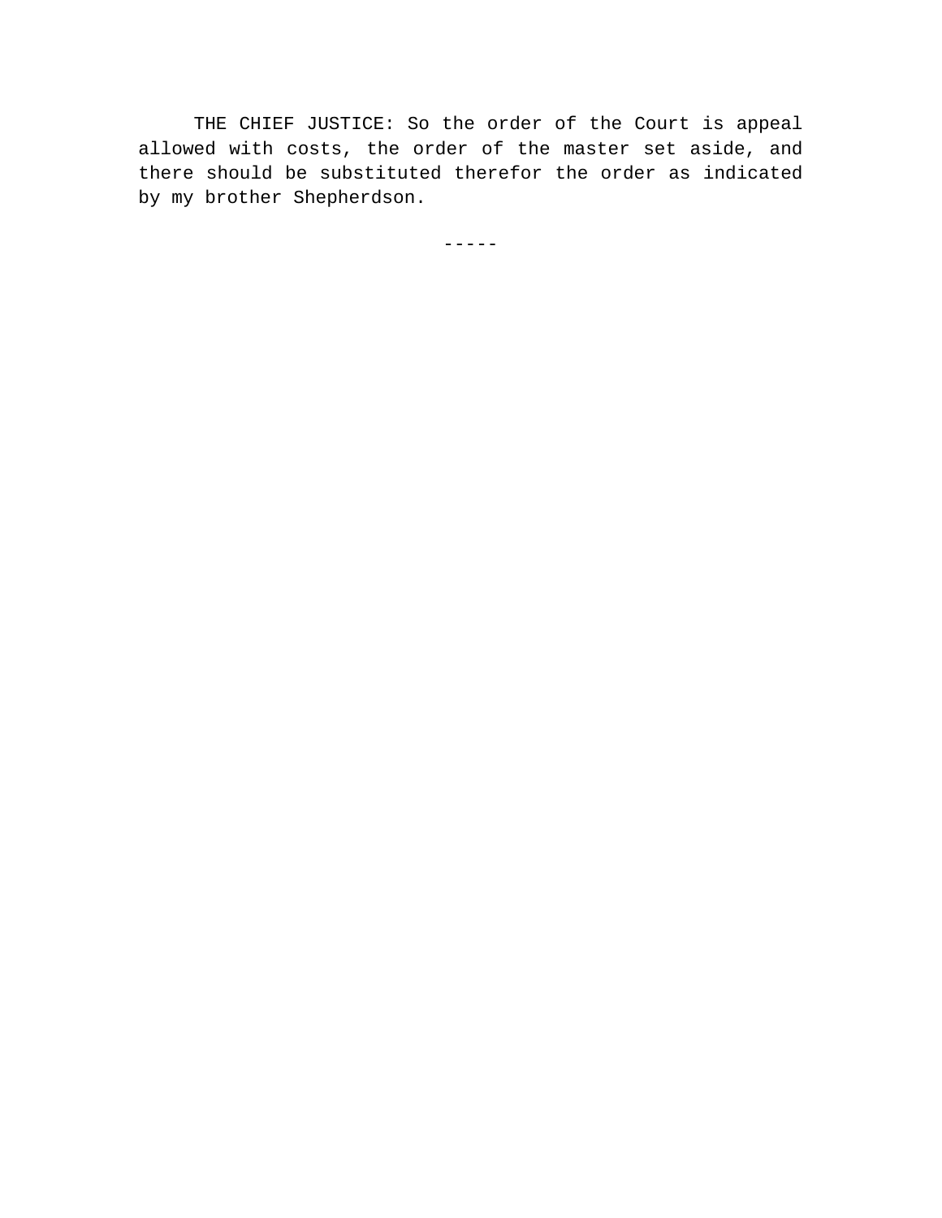THE CHIEF JUSTICE: So the order of the Court is appeal allowed with costs, the order of the master set aside, and there should be substituted therefor the order as indicated by my brother Shepherdson.

-----